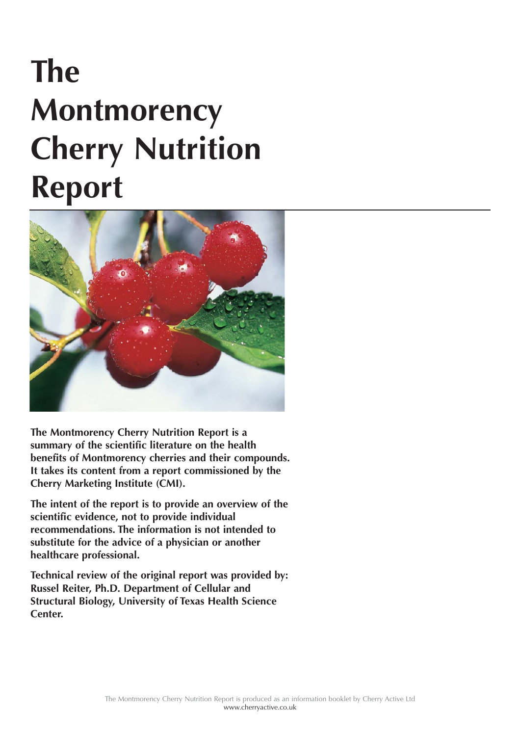# The Montmorency Cherry Nutrition Report

**The Montmorency Cherry Nutrition Report is a summary of the scientific literature on the health benefits of Montmorency cherries and their compounds. It takes its content from a report commissioned by the Cherry Marketing Institute (CMI).**

**The intent of the report is to provide an overview of the scientific evidence, not to provide individual recommendations. The information is not intended to substitute for the advice of a physician or another healthcare professional.**

**Technical review of the original report was provided by: Russel Reiter, Ph.D. Department of Cellular and Structural Biology, University of Texas Health Science Center.**

The Montmorency Cherry Nutrition Report is produced as an information booklet by Cherry Active Ltd
www.cherryactive.co.uk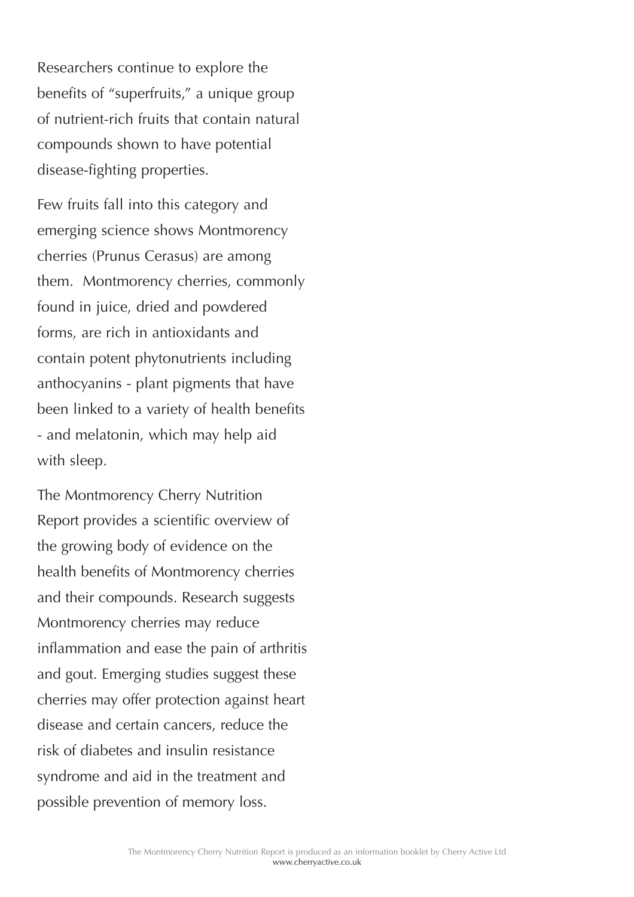Researchers continue to explore the benefits of "superfruits," a unique group of nutrient-rich fruits that contain natural compounds shown to have potential disease-fighting properties.

Few fruits fall into this category and emerging science shows Montmorency cherries (Prunus Cerasus) are among them. Montmorency cherries, commonly found in juice, dried and powdered forms, are rich in antioxidants and contain potent phytonutrients including anthocyanins - plant pigments that have been linked to a variety of health benefits - and melatonin, which may help aid with sleep.

The Montmorency Cherry Nutrition Report provides a scientific overview of the growing body of evidence on the health benefits of Montmorency cherries and their compounds. Research suggests Montmorency cherries may reduce inflammation and ease the pain of arthritis and gout. Emerging studies suggest these cherries may offer protection against heart disease and certain cancers, reduce the risk of diabetes and insulin resistance syndrome and aid in the treatment and possible prevention of memory loss.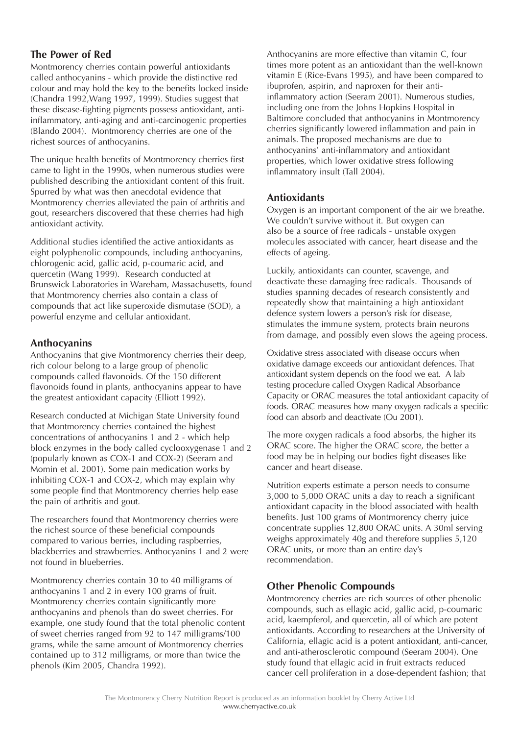## The Power of Red

Montmorency cherries contain powerful antioxidants called anthocyanins - which provide the distinctive red colour and may hold the key to the benefits locked inside (Chandra 1992,Wang 1997, 1999). Studies suggest that these disease-fighting pigments possess antioxidant, anti-inflammatory, anti-aging and anti-carcinogenic properties (Blando 2004). Montmorency cherries are one of the richest sources of anthocyanins.

The unique health benefits of Montmorency cherries first came to light in the 1990s, when numerous studies were published describing the antioxidant content of this fruit. Spurred by what was then anecdotal evidence that Montmorency cherries alleviated the pain of arthritis and gout, researchers discovered that these cherries had high antioxidant activity.

Additional studies identified the active antioxidants as eight polyphenolic compounds, including anthocyanins, chlorogenic acid, gallic acid, p-coumaric acid, and quercetin (Wang 1999). Research conducted at Brunswick Laboratories in Wareham, Massachusetts, found that Montmorency cherries also contain a class of compounds that act like superoxide dismutase (SOD), a powerful enzyme and cellular antioxidant.

## Anthocyanins

Anthocyanins that give Montmorency cherries their deep, rich colour belong to a large group of phenolic compounds called flavonoids. Of the 150 different flavonoids found in plants, anthocyanins appear to have the greatest antioxidant capacity (Elliott 1992).

Research conducted at Michigan State University found that Montmorency cherries contained the highest concentrations of anthocyanins 1 and 2 - which help block enzymes in the body called cyclooxygenase 1 and 2 (popularly known as COX-1 and COX-2) (Seeram and Momin et al. 2001). Some pain medication works by inhibiting COX-1 and COX-2, which may explain why some people find that Montmorency cherries help ease the pain of arthritis and gout.

The researchers found that Montmorency cherries were the richest source of these beneficial compounds compared to various berries, including raspberries, blackberries and strawberries. Anthocyanins 1 and 2 were not found in blueberries.

Montmorency cherries contain 30 to 40 milligrams of anthocyanins 1 and 2 in every 100 grams of fruit. Montmorency cherries contain significantly more anthocyanins and phenols than do sweet cherries. For example, one study found that the total phenolic content of sweet cherries ranged from 92 to 147 milligrams/100 grams, while the same amount of Montmorency cherries contained up to 312 milligrams, or more than twice the phenols (Kim 2005, Chandra 1992).

Anthocyanins are more effective than vitamin C, four times more potent as an antioxidant than the well-known vitamin E (Rice-Evans 1995), and have been compared to ibuprofen, aspirin, and naproxen for their anti-inflammatory action (Seeram 2001). Numerous studies, including one from the Johns Hopkins Hospital in Baltimore concluded that anthocyanins in Montmorency cherries significantly lowered inflammation and pain in animals. The proposed mechanisms are due to anthocyanins' anti-inflammatory and antioxidant properties, which lower oxidative stress following inflammatory insult (Tall 2004).

## Antioxidants

Oxygen is an important component of the air we breathe. We couldn't survive without it. But oxygen can also be a source of free radicals - unstable oxygen molecules associated with cancer, heart disease and the effects of ageing.

Luckily, antioxidants can counter, scavenge, and deactivate these damaging free radicals. Thousands of studies spanning decades of research consistently and repeatedly show that maintaining a high antioxidant defence system lowers a person's risk for disease, stimulates the immune system, protects brain neurons from damage, and possibly even slows the ageing process.

Oxidative stress associated with disease occurs when oxidative damage exceeds our antioxidant defences. That antioxidant system depends on the food we eat. A lab testing procedure called Oxygen Radical Absorbance Capacity or ORAC measures the total antioxidant capacity of foods. ORAC measures how many oxygen radicals a specific food can absorb and deactivate (Ou 2001).

The more oxygen radicals a food absorbs, the higher its ORAC score. The higher the ORAC score, the better a food may be in helping our bodies fight diseases like cancer and heart disease.

Nutrition experts estimate a person needs to consume 3,000 to 5,000 ORAC units a day to reach a significant antioxidant capacity in the blood associated with health benefits. Just 100 grams of Montmorency cherry juice concentrate supplies 12,800 ORAC units. A 30ml serving weighs approximately 40g and therefore supplies 5,120 ORAC units, or more than an entire day's recommendation.

## Other Phenolic Compounds

Montmorency cherries are rich sources of other phenolic compounds, such as ellagic acid, gallic acid, p-coumaric acid, kaempferol, and quercetin, all of which are potent antioxidants. According to researchers at the University of California, ellagic acid is a potent antioxidant, anti-cancer, and anti-atherosclerotic compound (Seeram 2004). One study found that ellagic acid in fruit extracts reduced cancer cell proliferation in a dose-dependent fashion; that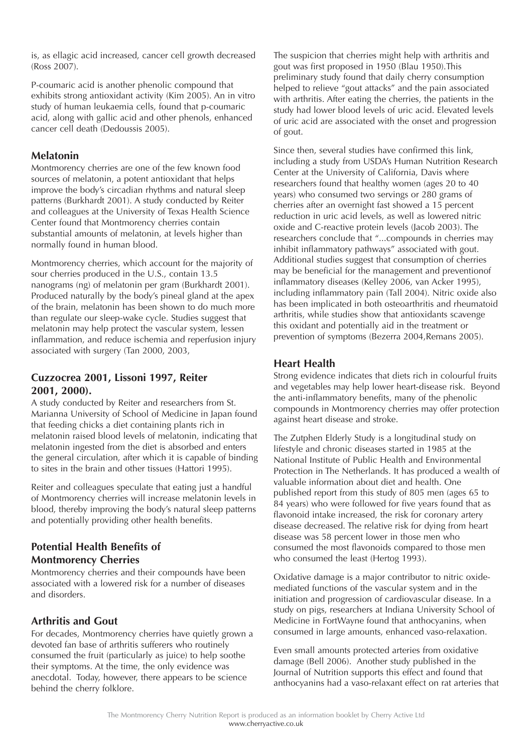is, as ellagic acid increased, cancer cell growth decreased (Ross 2007).

P-coumaric acid is another phenolic compound that exhibits strong antioxidant activity (Kim 2005). An in vitro study of human leukaemia cells, found that p-coumaric acid, along with gallic acid and other phenols, enhanced cancer cell death (Dedoussis 2005).

## Melatonin

Montmorency cherries are one of the few known food sources of melatonin, a potent antioxidant that helps improve the body's circadian rhythms and natural sleep patterns (Burkhardt 2001). A study conducted by Reiter and colleagues at the University of Texas Health Science Center found that Montmorency cherries contain substantial amounts of melatonin, at levels higher than normally found in human blood.

Montmorency cherries, which account for the majority of sour cherries produced in the U.S., contain 13.5 nanograms (ng) of melatonin per gram (Burkhardt 2001). Produced naturally by the body's pineal gland at the apex of the brain, melatonin has been shown to do much more than regulate our sleep-wake cycle. Studies suggest that melatonin may help protect the vascular system, lessen inflammation, and reduce ischemia and reperfusion injury associated with surgery (Tan 2000, 2003,

## Cuzzocrea 2001, Lissoni 1997, Reiter 2001, 2000).

A study conducted by Reiter and researchers from St. Marianna University of School of Medicine in Japan found that feeding chicks a diet containing plants rich in melatonin raised blood levels of melatonin, indicating that melatonin ingested from the diet is absorbed and enters the general circulation, after which it is capable of binding to sites in the brain and other tissues (Hattori 1995).

Reiter and colleagues speculate that eating just a handful of Montmorency cherries will increase melatonin levels in blood, thereby improving the body's natural sleep patterns and potentially providing other health benefits.

## Potential Health Benefits of Montmorency Cherries

Montmorency cherries and their compounds have been associated with a lowered risk for a number of diseases and disorders.

## Arthritis and Gout

For decades, Montmorency cherries have quietly grown a devoted fan base of arthritis sufferers who routinely consumed the fruit (particularly as juice) to help soothe their symptoms. At the time, the only evidence was anecdotal. Today, however, there appears to be science behind the cherry folklore.

The suspicion that cherries might help with arthritis and gout was first proposed in 1950 (Blau 1950).This preliminary study found that daily cherry consumption helped to relieve "gout attacks" and the pain associated with arthritis. After eating the cherries, the patients in the study had lower blood levels of uric acid. Elevated levels of uric acid are associated with the onset and progression of gout.

Since then, several studies have confirmed this link, including a study from USDA's Human Nutrition Research Center at the University of California, Davis where researchers found that healthy women (ages 20 to 40 years) who consumed two servings or 280 grams of cherries after an overnight fast showed a 15 percent reduction in uric acid levels, as well as lowered nitric oxide and C-reactive protein levels (Jacob 2003). The researchers conclude that "...compounds in cherries may inhibit inflammatory pathways" associated with gout. Additional studies suggest that consumption of cherries may be beneficial for the management and preventionof inflammatory diseases (Kelley 2006, van Acker 1995), including inflammatory pain (Tall 2004). Nitric oxide also has been implicated in both osteoarthritis and rheumatoid arthritis, while studies show that antioxidants scavenge this oxidant and potentially aid in the treatment or prevention of symptoms (Bezerra 2004,Remans 2005).

## Heart Health

Strong evidence indicates that diets rich in colourful fruits and vegetables may help lower heart-disease risk. Beyond the anti-inflammatory benefits, many of the phenolic compounds in Montmorency cherries may offer protection against heart disease and stroke.

The Zutphen Elderly Study is a longitudinal study on lifestyle and chronic diseases started in 1985 at the National Institute of Public Health and Environmental Protection in The Netherlands. It has produced a wealth of valuable information about diet and health. One published report from this study of 805 men (ages 65 to 84 years) who were followed for five years found that as flavonoid intake increased, the risk for coronary artery disease decreased. The relative risk for dying from heart disease was 58 percent lower in those men who consumed the most flavonoids compared to those men who consumed the least (Hertog 1993).

Oxidative damage is a major contributor to nitric oxide-mediated functions of the vascular system and in the initiation and progression of cardiovascular disease. In a study on pigs, researchers at Indiana University School of Medicine in FortWayne found that anthocyanins, when consumed in large amounts, enhanced vaso-relaxation.

Even small amounts protected arteries from oxidative damage (Bell 2006). Another study published in the Journal of Nutrition supports this effect and found that anthocyanins had a vaso-relaxant effect on rat arteries that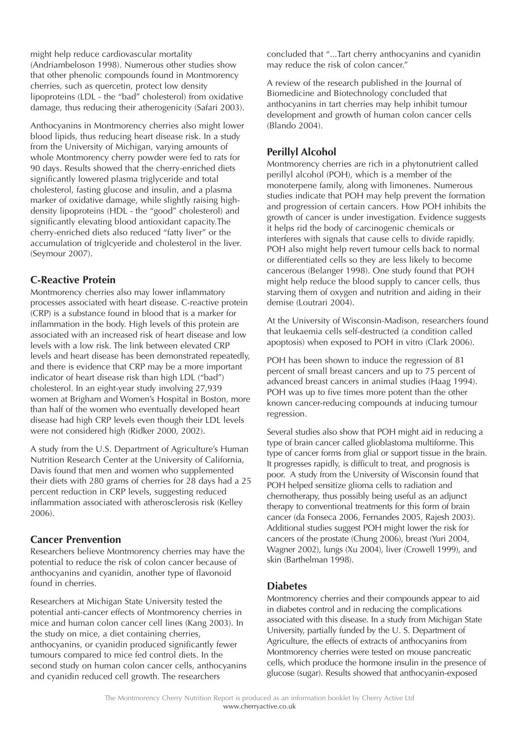might help reduce cardiovascular mortality (Andriambeloson 1998). Numerous other studies show that other phenolic compounds found in Montmorency cherries, such as quercetin, protect low density lipoproteins (LDL - the "bad" cholesterol) from oxidative damage, thus reducing their atherogenicity (Safari 2003).

Anthocyanins in Montmorency cherries also might lower blood lipids, thus reducing heart disease risk. In a study from the University of Michigan, varying amounts of whole Montmorency cherry powder were fed to rats for 90 days. Results showed that the cherry-enriched diets significantly lowered plasma triglyceride and total cholesterol, fasting glucose and insulin, and a plasma marker of oxidative damage, while slightly raising high-density lipoproteins (HDL - the "good" cholesterol) and significantly elevating blood antioxidant capacity.The cherry-enriched diets also reduced "fatty liver" or the accumulation of triglcyeride and cholesterol in the liver. (Seymour 2007).

## C-Reactive Protein

Montmorency cherries also may lower inflammatory processes associated with heart disease. C-reactive protein (CRP) is a substance found in blood that is a marker for inflammation in the body. High levels of this protein are associated with an increased risk of heart disease and low levels with a low risk. The link between elevated CRP levels and heart disease has been demonstrated repeatedly, and there is evidence that CRP may be a more important indicator of heart disease risk than high LDL ("bad") cholesterol. In an eight-year study involving 27,939 women at Brigham and Women's Hospital in Boston, more than half of the women who eventually developed heart disease had high CRP levels even though their LDL levels were not considered high (Ridker 2000, 2002).

A study from the U.S. Department of Agriculture's Human Nutrition Research Center at the University of California, Davis found that men and women who supplemented their diets with 280 grams of cherries for 28 days had a 25 percent reduction in CRP levels, suggesting reduced inflammation associated with atherosclerosis risk (Kelley 2006).

## Cancer Prenvention

Researchers believe Montmorency cherries may have the potential to reduce the risk of colon cancer because of anthocyanins and cyanidin, another type of flavonoid found in cherries.

Researchers at Michigan State University tested the potential anti-cancer effects of Montmorency cherries in mice and human colon cancer cell lines (Kang 2003). In the study on mice, a diet containing cherries, anthocyanins, or cyanidin produced significantly fewer tumours compared to mice fed control diets. In the second study on human colon cancer cells, anthocyanins and cyanidin reduced cell growth. The researchers concluded that "...Tart cherry anthocyanins and cyanidin may reduce the risk of colon cancer."

A review of the research published in the Journal of Biomedicine and Biotechnology concluded that anthocyanins in tart cherries may help inhibit tumour development and growth of human colon cancer cells (Blando 2004).

## Perillyl Alcohol

Montmorency cherries are rich in a phytonutrient called perillyl alcohol (POH), which is a member of the monoterpene family, along with limonenes. Numerous studies indicate that POH may help prevent the formation and progression of certain cancers. How POH inhibits the growth of cancer is under investigation. Evidence suggests it helps rid the body of carcinogenic chemicals or interferes with signals that cause cells to divide rapidly. POH also might help revert tumour cells back to normal or differentiated cells so they are less likely to become cancerous (Belanger 1998). One study found that POH might help reduce the blood supply to cancer cells, thus starving them of oxygen and nutrition and aiding in their demise (Loutrari 2004).

At the University of Wisconsin-Madison, researchers found that leukaemia cells self-destructed (a condition called apoptosis) when exposed to POH in vitro (Clark 2006).

POH has been shown to induce the regression of 81 percent of small breast cancers and up to 75 percent of advanced breast cancers in animal studies (Haag 1994). POH was up to five times more potent than the other known cancer-reducing compounds at inducing tumour regression.

Several studies also show that POH might aid in reducing a type of brain cancer called glioblastoma multiforme. This type of cancer forms from glial or support tissue in the brain. It progresses rapidly, is difficult to treat, and prognosis is poor. A study from the University of Wisconsin found that POH helped sensitize glioma cells to radiation and chemotherapy, thus possibly being useful as an adjunct therapy to conventional treatments for this form of brain cancer (da Fonseca 2006, Fernandes 2005, Rajesh 2003). Additional studies suggest POH might lower the risk for cancers of the prostate (Chung 2006), breast (Yuri 2004, Wagner 2002), lungs (Xu 2004), liver (Crowell 1999), and skin (Barthelman 1998).

## Diabetes

Montmorency cherries and their compounds appear to aid in diabetes control and in reducing the complications associated with this disease. In a study from Michigan State University, partially funded by the U. S. Department of Agriculture, the effects of extracts of anthocyanins from Montmorency cherries were tested on mouse pancreatic cells, which produce the hormone insulin in the presence of glucose (sugar). Results showed that anthocyanin-exposed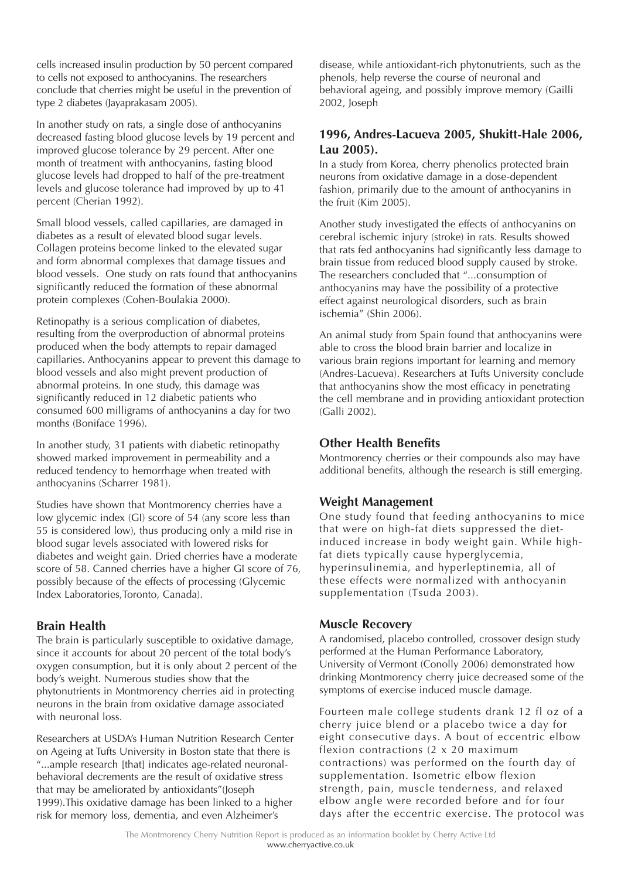cells increased insulin production by 50 percent compared to cells not exposed to anthocyanins. The researchers conclude that cherries might be useful in the prevention of type 2 diabetes (Jayaprakasam 2005).

In another study on rats, a single dose of anthocyanins decreased fasting blood glucose levels by 19 percent and improved glucose tolerance by 29 percent. After one month of treatment with anthocyanins, fasting blood glucose levels had dropped to half of the pre-treatment levels and glucose tolerance had improved by up to 41 percent (Cherian 1992).

Small blood vessels, called capillaries, are damaged in diabetes as a result of elevated blood sugar levels. Collagen proteins become linked to the elevated sugar and form abnormal complexes that damage tissues and blood vessels. One study on rats found that anthocyanins significantly reduced the formation of these abnormal protein complexes (Cohen-Boulakia 2000).

Retinopathy is a serious complication of diabetes, resulting from the overproduction of abnormal proteins produced when the body attempts to repair damaged capillaries. Anthocyanins appear to prevent this damage to blood vessels and also might prevent production of abnormal proteins. In one study, this damage was significantly reduced in 12 diabetic patients who consumed 600 milligrams of anthocyanins a day for two months (Boniface 1996).

In another study, 31 patients with diabetic retinopathy showed marked improvement in permeability and a reduced tendency to hemorrhage when treated with anthocyanins (Scharrer 1981).

Studies have shown that Montmorency cherries have a low glycemic index (GI) score of 54 (any score less than 55 is considered low), thus producing only a mild rise in blood sugar levels associated with lowered risks for diabetes and weight gain. Dried cherries have a moderate score of 58. Canned cherries have a higher GI score of 76, possibly because of the effects of processing (Glycemic Index Laboratories,Toronto, Canada).

## Brain Health

The brain is particularly susceptible to oxidative damage, since it accounts for about 20 percent of the total body's oxygen consumption, but it is only about 2 percent of the body's weight. Numerous studies show that the phytonutrients in Montmorency cherries aid in protecting neurons in the brain from oxidative damage associated with neuronal loss.

Researchers at USDA's Human Nutrition Research Center on Ageing at Tufts University in Boston state that there is "...ample research [that] indicates age-related neuronal-behavioral decrements are the result of oxidative stress that may be ameliorated by antioxidants"(Joseph 1999).This oxidative damage has been linked to a higher risk for memory loss, dementia, and even Alzheimer's disease, while antioxidant-rich phytonutrients, such as the phenols, help reverse the course of neuronal and behavioral ageing, and possibly improve memory (Gailli 2002, Joseph

**1996, Andres-Lacueva 2005, Shukitt-Hale 2006, Lau 2005).**

In a study from Korea, cherry phenolics protected brain neurons from oxidative damage in a dose-dependent fashion, primarily due to the amount of anthocyanins in the fruit (Kim 2005).

Another study investigated the effects of anthocyanins on cerebral ischemic injury (stroke) in rats. Results showed that rats fed anthocyanins had significantly less damage to brain tissue from reduced blood supply caused by stroke. The researchers concluded that "...consumption of anthocyanins may have the possibility of a protective effect against neurological disorders, such as brain ischemia" (Shin 2006).

An animal study from Spain found that anthocyanins were able to cross the blood brain barrier and localize in various brain regions important for learning and memory (Andres-Lacueva). Researchers at Tufts University conclude that anthocyanins show the most efficacy in penetrating the cell membrane and in providing antioxidant protection (Galli 2002).

## Other Health Benefits

Montmorency cherries or their compounds also may have additional benefits, although the research is still emerging.

## Weight Management

One study found that feeding anthocyanins to mice that were on high-fat diets suppressed the diet-induced increase in body weight gain. While high-fat diets typically cause hyperglycemia, hyperinsulinemia, and hyperleptinemia, all of these effects were normalized with anthocyanin supplementation (Tsuda 2003).

## Muscle Recovery

A randomised, placebo controlled, crossover design study performed at the Human Performance Laboratory, University of Vermont (Conolly 2006) demonstrated how drinking Montmorency cherry juice decreased some of the symptoms of exercise induced muscle damage.

Fourteen male college students drank 12 fl oz of a cherry juice blend or a placebo twice a day for eight consecutive days. A bout of eccentric elbow flexion contractions (2 x 20 maximum contractions) was performed on the fourth day of supplementation. Isometric elbow flexion strength, pain, muscle tenderness, and relaxed elbow angle were recorded before and for four days after the eccentric exercise. The protocol was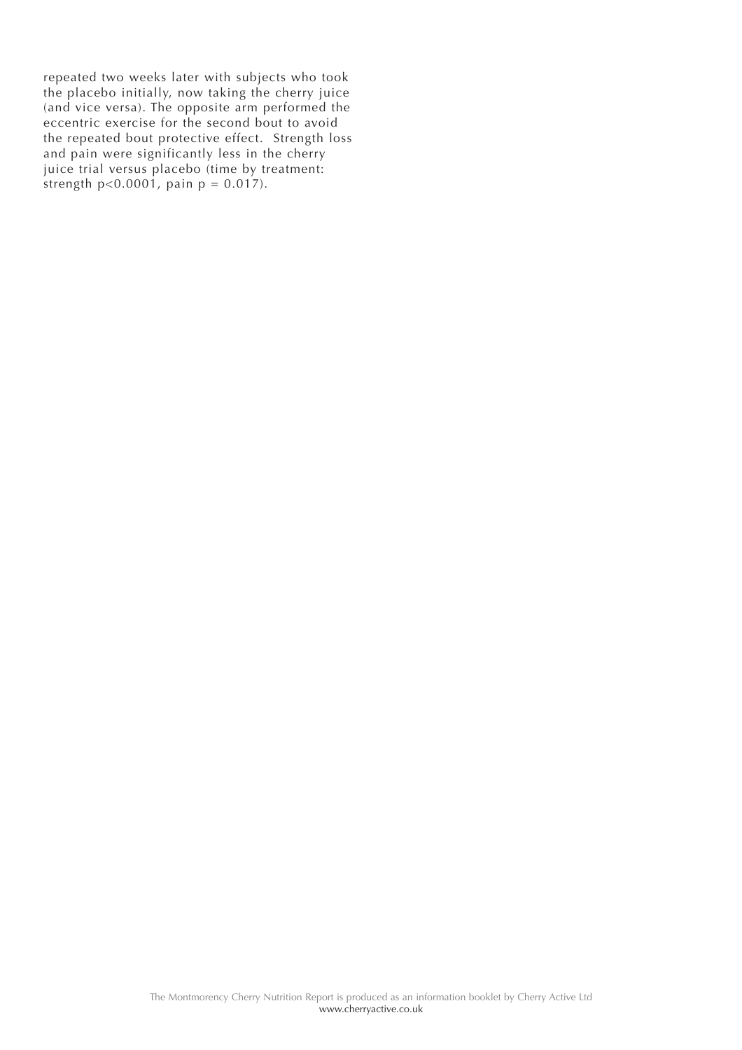repeated two weeks later with subjects who took the placebo initially, now taking the cherry juice (and vice versa). The opposite arm performed the eccentric exercise for the second bout to avoid the repeated bout protective effect. Strength loss and pain were significantly less in the cherry juice trial versus placebo (time by treatment: strength $p<0.0001$, pain $p = 0.017$).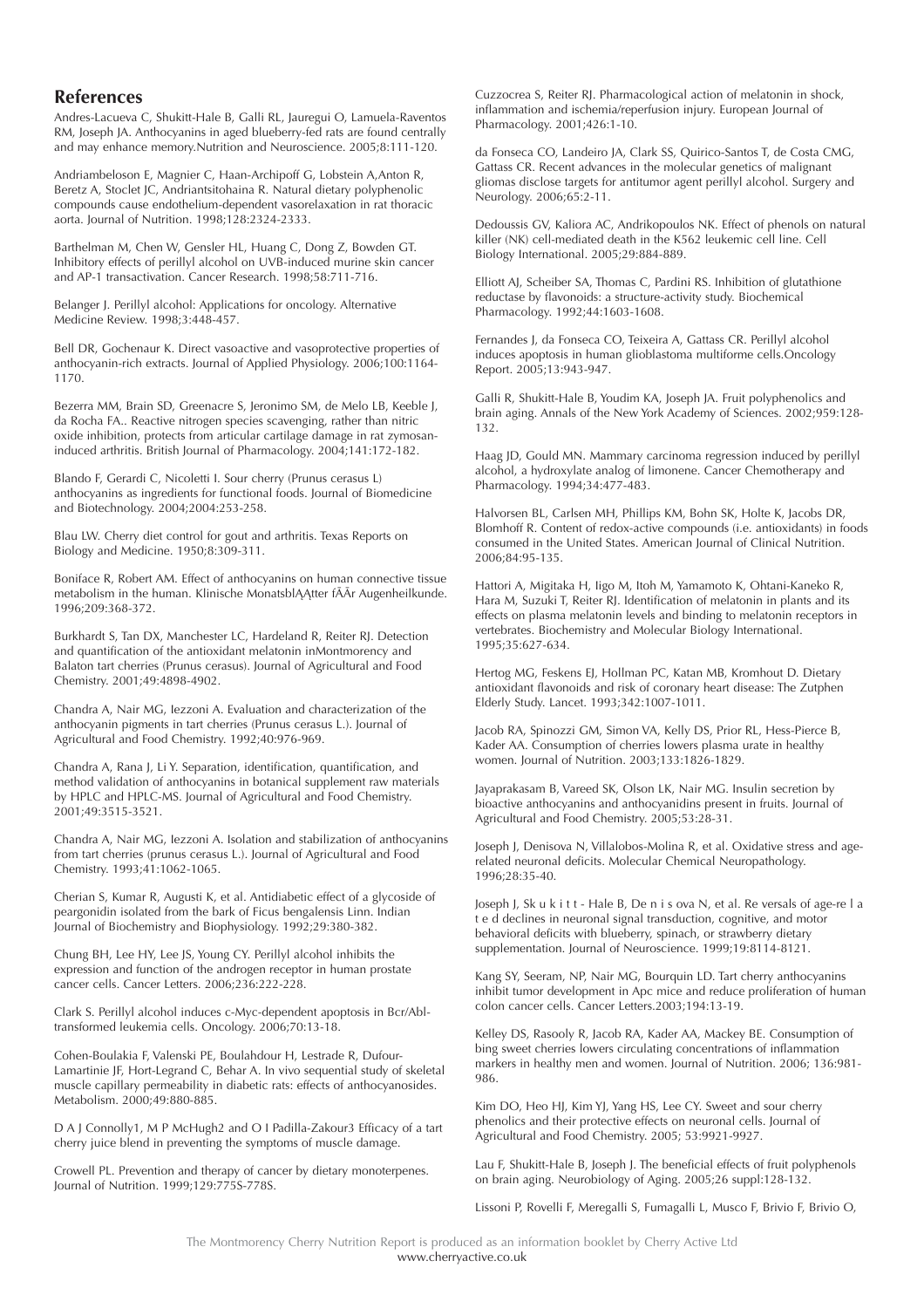## References

Andres-Lacueva C, Shukitt-Hale B, Galli RL, Jauregui O, Lamuela-Raventos RM, Joseph JA. Anthocyanins in aged blueberry-fed rats are found centrally and may enhance memory.Nutrition and Neuroscience. 2005;8:111-120.

Andriambeloson E, Magnier C, Haan-Archipoff G, Lobstein A,Anton R, Beretz A, Stoclet JC, Andriantsitohaina R. Natural dietary polyphenolic compounds cause endothelium-dependent vasorelaxation in rat thoracic aorta. Journal of Nutrition. 1998;128:2324-2333.

Barthelman M, Chen W, Gensler HL, Huang C, Dong Z, Bowden GT. Inhibitory effects of perillyl alcohol on UVB-induced murine skin cancer and AP-1 transactivation. Cancer Research. 1998;58:711-716.

Belanger J. Perillyl alcohol: Applications for oncology. Alternative Medicine Review. 1998;3:448-457.

Bell DR, Gochenaur K. Direct vasoactive and vasoprotective properties of anthocyanin-rich extracts. Journal of Applied Physiology. 2006;100:1164-1170.

Bezerra MM, Brain SD, Greenacre S, Jeronimo SM, de Melo LB, Keeble J, da Rocha FA.. Reactive nitrogen species scavenging, rather than nitric oxide inhibition, protects from articular cartilage damage in rat zymosan-induced arthritis. British Journal of Pharmacology. 2004;141:172-182.

Blando F, Gerardi C, Nicoletti I. Sour cherry (Prunus cerasus L) anthocyanins as ingredients for functional foods. Journal of Biomedicine and Biotechnology. 2004;2004:253-258.

Blau LW. Cherry diet control for gout and arthritis. Texas Reports on Biology and Medicine. 1950;8:309-311.

Boniface R, Robert AM. Effect of anthocyanins on human connective tissue metabolism in the human. Klinische MonatsblĄĄtter fĂĂr Augenheilkunde. 1996;209:368-372.

Burkhardt S, Tan DX, Manchester LC, Hardeland R, Reiter RJ. Detection and quantification of the antioxidant melatonin inMontmorency and Balaton tart cherries (Prunus cerasus). Journal of Agricultural and Food Chemistry. 2001;49:4898-4902.

Chandra A, Nair MG, Iezzoni A. Evaluation and characterization of the anthocyanin pigments in tart cherries (Prunus cerasus L.). Journal of Agricultural and Food Chemistry. 1992;40:976-969.

Chandra A, Rana J, Li Y. Separation, identification, quantification, and method validation of anthocyanins in botanical supplement raw materials by HPLC and HPLC-MS. Journal of Agricultural and Food Chemistry. 2001;49:3515-3521.

Chandra A, Nair MG, Iezzoni A. Isolation and stabilization of anthocyanins from tart cherries (prunus cerasus L.). Journal of Agricultural and Food Chemistry. 1993;41:1062-1065.

Cherian S, Kumar R, Augusti K, et al. Antidiabetic effect of a glycoside of peargonidin isolated from the bark of Ficus bengalensis Linn. Indian Journal of Biochemistry and Biophysiology. 1992;29:380-382.

Chung BH, Lee HY, Lee JS, Young CY. Perillyl alcohol inhibits the expression and function of the androgen receptor in human prostate cancer cells. Cancer Letters. 2006;236:222-228.

Clark S. Perillyl alcohol induces c-Myc-dependent apoptosis in Bcr/Abl-transformed leukemia cells. Oncology. 2006;70:13-18.

Cohen-Boulakia F, Valenski PE, Boulahdour H, Lestrade R, Dufour-Lamartinie JF, Hort-Legrand C, Behar A. In vivo sequential study of skeletal muscle capillary permeability in diabetic rats: effects of anthocyanosides. Metabolism. 2000;49:880-885.

D A J Connolly1, M P McHugh2 and O I Padilla-Zakour3 Efficacy of a tart cherry juice blend in preventing the symptoms of muscle damage.

Crowell PL. Prevention and therapy of cancer by dietary monoterpenes. Journal of Nutrition. 1999;129:775S-778S.

Cuzzocrea S, Reiter RJ. Pharmacological action of melatonin in shock, inflammation and ischemia/reperfusion injury. European Journal of Pharmacology. 2001;426:1-10.

da Fonseca CO, Landeiro JA, Clark SS, Quirico-Santos T, de Costa CMG, Gattass CR. Recent advances in the molecular genetics of malignant gliomas disclose targets for antitumor agent perillyl alcohol. Surgery and Neurology. 2006;65:2-11.

Dedoussis GV, Kaliora AC, Andrikopoulos NK. Effect of phenols on natural killer (NK) cell-mediated death in the K562 leukemic cell line. Cell Biology International. 2005;29:884-889.

Elliott AJ, Scheiber SA, Thomas C, Pardini RS. Inhibition of glutathione reductase by flavonoids: a structure-activity study. Biochemical Pharmacology. 1992;44:1603-1608.

Fernandes J, da Fonseca CO, Teixeira A, Gattass CR. Perillyl alcohol induces apoptosis in human glioblastoma multiforme cells.Oncology Report. 2005;13:943-947.

Galli R, Shukitt-Hale B, Youdim KA, Joseph JA. Fruit polyphenolics and brain aging. Annals of the New York Academy of Sciences. 2002;959:128-132.

Haag JD, Gould MN. Mammary carcinoma regression induced by perillyl alcohol, a hydroxylate analog of limonene. Cancer Chemotherapy and Pharmacology. 1994;34:477-483.

Halvorsen BL, Carlsen MH, Phillips KM, Bohn SK, Holte K, Jacobs DR, Blomhoff R. Content of redox-active compounds (i.e. antioxidants) in foods consumed in the United States. American Journal of Clinical Nutrition. 2006;84:95-135.

Hattori A, Migitaka H, Iigo M, Itoh M, Yamamoto K, Ohtani-Kaneko R, Hara M, Suzuki T, Reiter RJ. Identification of melatonin in plants and its effects on plasma melatonin levels and binding to melatonin receptors in vertebrates. Biochemistry and Molecular Biology International. 1995;35:627-634.

Hertog MG, Feskens EJ, Hollman PC, Katan MB, Kromhout D. Dietary antioxidant flavonoids and risk of coronary heart disease: The Zutphen Elderly Study. Lancet. 1993;342:1007-1011.

Jacob RA, Spinozzi GM, Simon VA, Kelly DS, Prior RL, Hess-Pierce B, Kader AA. Consumption of cherries lowers plasma urate in healthy women. Journal of Nutrition. 2003;133:1826-1829.

Jayaprakasam B, Vareed SK, Olson LK, Nair MG. Insulin secretion by bioactive anthocyanins and anthocyanidins present in fruits. Journal of Agricultural and Food Chemistry. 2005;53:28-31.

Joseph J, Denisova N, Villalobos-Molina R, et al. Oxidative stress and age-related neuronal deficits. Molecular Chemical Neuropathology. 1996;28:35-40.

Joseph J, Sk u k i t t - Hale B, De n i s ova N, et al. Re versals of age-re l a t e d declines in neuronal signal transduction, cognitive, and motor behavioral deficits with blueberry, spinach, or strawberry dietary supplementation. Journal of Neuroscience. 1999;19:8114-8121.

Kang SY, Seeram, NP, Nair MG, Bourquin LD. Tart cherry anthocyanins inhibit tumor development in Apc mice and reduce proliferation of human colon cancer cells. Cancer Letters.2003;194:13-19.

Kelley DS, Rasooly R, Jacob RA, Kader AA, Mackey BE. Consumption of bing sweet cherries lowers circulating concentrations of inflammation markers in healthy men and women. Journal of Nutrition. 2006; 136:981-986.

Kim DO, Heo HJ, Kim YJ, Yang HS, Lee CY. Sweet and sour cherry phenolics and their protective effects on neuronal cells. Journal of Agricultural and Food Chemistry. 2005; 53:9921-9927.

Lau F, Shukitt-Hale B, Joseph J. The beneficial effects of fruit polyphenols on brain aging. Neurobiology of Aging. 2005;26 suppl:128-132.

Lissoni P, Rovelli F, Meregalli S, Fumagalli L, Musco F, Brivio F, Brivio O,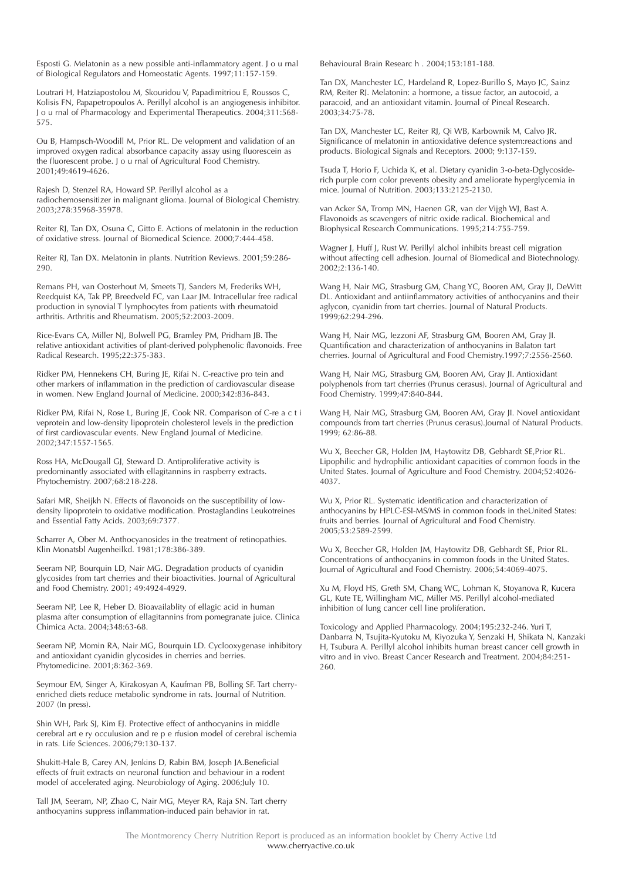Esposti G. Melatonin as a new possible anti-inflammatory agent. J o u rnal of Biological Regulators and Homeostatic Agents. 1997;11:157-159.

Loutrari H, Hatziapostolou M, Skouridou V, Papadimitriou E, Roussos C, Kolisis FN, Papapetropoulos A. Perillyl alcohol is an angiogenesis inhibitor. J o u rnal of Pharmacology and Experimental Therapeutics. 2004;311:568-575.

Ou B, Hampsch-Woodill M, Prior RL. De velopment and validation of an improved oxygen radical absorbance capacity assay using fluorescein as the fluorescent probe. J o u rnal of Agricultural Food Chemistry. 2001;49:4619-4626.

Rajesh D, Stenzel RA, Howard SP. Perillyl alcohol as a radiochemosensitizer in malignant glioma. Journal of Biological Chemistry. 2003;278:35968-35978.

Reiter RJ, Tan DX, Osuna C, Gitto E. Actions of melatonin in the reduction of oxidative stress. Journal of Biomedical Science. 2000;7:444-458.

Reiter RJ, Tan DX. Melatonin in plants. Nutrition Reviews. 2001;59:286-290.

Remans PH, van Oosterhout M, Smeets TJ, Sanders M, Frederiks WH, Reedquist KA, Tak PP, Breedveld FC, van Laar JM. Intracellular free radical production in synovial T lymphocytes from patients with rheumatoid arthritis. Arthritis and Rheumatism. 2005;52:2003-2009.

Rice-Evans CA, Miller NJ, Bolwell PG, Bramley PM, Pridham JB. The relative antioxidant activities of plant-derived polyphenolic flavonoids. Free Radical Research. 1995;22:375-383.

Ridker PM, Hennekens CH, Buring JE, Rifai N. C-reactive pro tein and other markers of inflammation in the prediction of cardiovascular disease in women. New England Journal of Medicine. 2000;342:836-843.

Ridker PM, Rifai N, Rose L, Buring JE, Cook NR. Comparison of C-re a c t i veprotein and low-density lipoprotein cholesterol levels in the prediction of first cardiovascular events. New England Journal of Medicine. 2002;347:1557-1565.

Ross HA, McDougall GJ, Steward D. Antiproliferative activity is predominantly associated with ellagitannins in raspberry extracts. Phytochemistry. 2007;68:218-228.

Safari MR, Sheijkh N. Effects of flavonoids on the susceptibility of low-density lipoprotein to oxidative modification. Prostaglandins Leukotreines and Essential Fatty Acids. 2003;69:7377.

Scharrer A, Ober M. Anthocyanosides in the treatment of retinopathies. Klin Monatsbl Augenheilkd. 1981;178:386-389.

Seeram NP, Bourquin LD, Nair MG. Degradation products of cyanidin glycosides from tart cherries and their bioactivities. Journal of Agricultural and Food Chemistry. 2001; 49:4924-4929.

Seeram NP, Lee R, Heber D. Bioavailablity of ellagic acid in human plasma after consumption of ellagitannins from pomegranate juice. Clinica Chimica Acta. 2004;348:63-68.

Seeram NP, Momin RA, Nair MG, Bourquin LD. Cyclooxygenase inhibitory and antioxidant cyanidin glycosides in cherries and berries. Phytomedicine. 2001;8:362-369.

Seymour EM, Singer A, Kirakosyan A, Kaufman PB, Bolling SF. Tart cherry-enriched diets reduce metabolic syndrome in rats. Journal of Nutrition. 2007 (In press).

Shin WH, Park SJ, Kim EJ. Protective effect of anthocyanins in middle cerebral art e ry occulusion and re p e rfusion model of cerebral ischemia in rats. Life Sciences. 2006;79:130-137.

Shukitt-Hale B, Carey AN, Jenkins D, Rabin BM, Joseph JA.Beneficial effects of fruit extracts on neuronal function and behaviour in a rodent model of accelerated aging. Neurobiology of Aging. 2006;July 10.

Tall JM, Seeram, NP, Zhao C, Nair MG, Meyer RA, Raja SN. Tart cherry anthocyanins suppress inflammation-induced pain behavior in rat. Behavioural Brain Researc h . 2004;153:181-188.

Tan DX, Manchester LC, Hardeland R, Lopez-Burillo S, Mayo JC, Sainz RM, Reiter RJ. Melatonin: a hormone, a tissue factor, an autocoid, a paracoid, and an antioxidant vitamin. Journal of Pineal Research. 2003;34:75-78.

Tan DX, Manchester LC, Reiter RJ, Qi WB, Karbownik M, Calvo JR. Significance of melatonin in antioxidative defence system:reactions and products. Biological Signals and Receptors. 2000; 9:137-159.

Tsuda T, Horio F, Uchida K, et al. Dietary cyanidin 3-o-beta-Dglycoside-rich purple corn color prevents obesity and ameliorate hyperglycemia in mice. Journal of Nutrition. 2003;133:2125-2130.

van Acker SA, Tromp MN, Haenen GR, van der Vijgh WJ, Bast A. Flavonoids as scavengers of nitric oxide radical. Biochemical and Biophysical Research Communications. 1995;214:755-759.

Wagner J, Huff J, Rust W. Perillyl alchol inhibits breast cell migration without affecting cell adhesion. Journal of Biomedical and Biotechnology. 2002;2:136-140.

Wang H, Nair MG, Strasburg GM, Chang YC, Booren AM, Gray JI, DeWitt DL. Antioxidant and antiinflammatory activities of anthocyanins and their aglycon, cyanidin from tart cherries. Journal of Natural Products. 1999;62:294-296.

Wang H, Nair MG, Iezzoni AF, Strasburg GM, Booren AM, Gray JI. Quantification and characterization of anthocyanins in Balaton tart cherries. Journal of Agricultural and Food Chemistry.1997;7:2556-2560.

Wang H, Nair MG, Strasburg GM, Booren AM, Gray JI. Antioxidant polyphenols from tart cherries (Prunus cerasus). Journal of Agricultural and Food Chemistry. 1999;47:840-844.

Wang H, Nair MG, Strasburg GM, Booren AM, Gray JI. Novel antioxidant compounds from tart cherries (Prunus cerasus).Journal of Natural Products. 1999; 62:86-88.

Wu X, Beecher GR, Holden JM, Haytowitz DB, Gebhardt SE,Prior RL. Lipophilic and hydrophilic antioxidant capacities of common foods in the United States. Journal of Agriculture and Food Chemistry. 2004;52:4026-4037.

Wu X, Prior RL. Systematic identification and characterization of anthocyanins by HPLC-ESI-MS/MS in common foods in theUnited States: fruits and berries. Journal of Agricultural and Food Chemistry. 2005;53:2589-2599.

Wu X, Beecher GR, Holden JM, Haytowitz DB, Gebhardt SE, Prior RL. Concentrations of anthocyanins in common foods in the United States. Journal of Agricultural and Food Chemistry. 2006;54:4069-4075.

Xu M, Floyd HS, Greth SM, Chang WC, Lohman K, Stoyanova R, Kucera GL, Kute TE, Willingham MC, Miller MS. Perillyl alcohol-mediated inhibition of lung cancer cell line proliferation.

Toxicology and Applied Pharmacology. 2004;195:232-246. Yuri T, Danbarra N, Tsujita-Kyutoku M, Kiyozuka Y, Senzaki H, Shikata N, Kanzaki H, Tsubura A. Perillyl alcohol inhibits human breast cancer cell growth in vitro and in vivo. Breast Cancer Research and Treatment. 2004;84:251-260.

The Montmorency Cherry Nutrition Report is produced as an information booklet by Cherry Active Ltd
www.cherryactive.co.uk